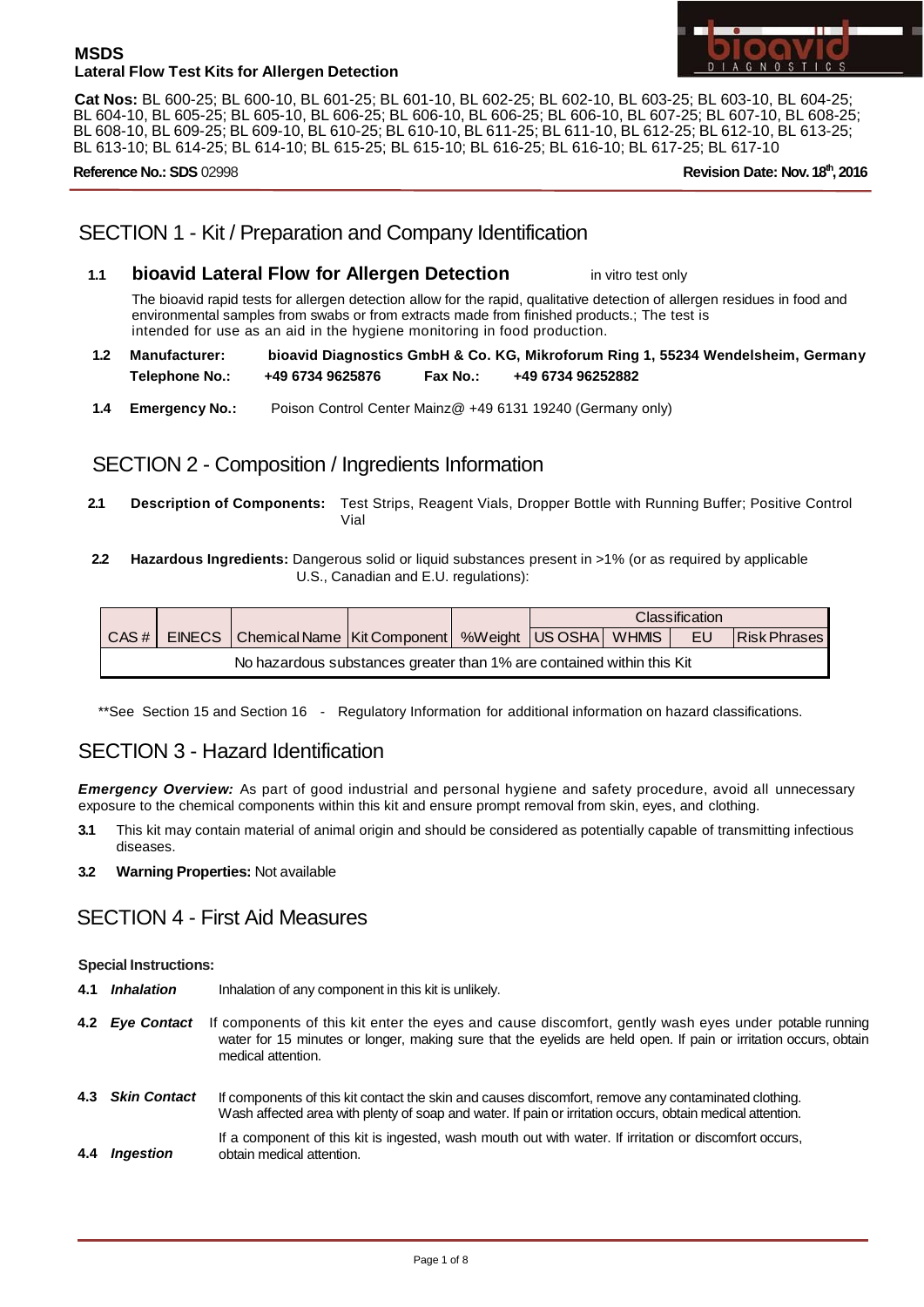**MSDS**
**Lateral Flow Test Kits for Allergen Detection**

**Cat Nos:** BL 600-25; BL 600-10, BL 601-25; BL 601-10, BL 602-25; BL 602-10, BL 603-25; BL 603-10, BL 604-25; BL 604-10, BL 605-25; BL 605-10, BL 606-25; BL 606-10, BL 606-25; BL 606-10, BL 607-25; BL 607-10, BL 608-25; BL 608-10, BL 609-25; BL 609-10, BL 610-25; BL 610-10, BL 611-25; BL 611-10, BL 612-25; BL 612-10, BL 613-25; BL 613-10; BL 614-25; BL 614-10; BL 615-25; BL 615-10; BL 616-25; BL 616-10; BL 617-25; BL 617-10

**Reference No.: SDS** 02998

**Revision Date: Nov. 18th, 2016**

# SECTION 1 - Kit / Preparation and Company Identification

**1.1 bioavid Lateral Flow for Allergen Detection** in vitro test only

The bioavid rapid tests for allergen detection allow for the rapid, qualitative detection of allergen residues in food and environmental samples from swabs or from extracts made from finished products.; The test is intended for use as an aid in the hygiene monitoring in food production.

**1.2 Manufacturer:** **bioavid Diagnostics GmbH & Co. KG, Mikroforum Ring 1, 55234 Wendelsheim, Germany**

**Telephone No.:** **+49 6734 9625876** **Fax No.:** **+49 6734 96252882**

**1.4 Emergency No.:** Poison Control Center Mainz@ +49 6131 19240 (Germany only)

# SECTION 2 - Composition / Ingredients Information

**2.1 Description of Components:** Test Strips, Reagent Vials, Dropper Bottle with Running Buffer; Positive Control Vial

**2.2 Hazardous Ingredients:** Dangerous solid or liquid substances present in >1% (or as required by applicable U.S., Canadian and E.U. regulations):

| | | | | | Classification | | | |
|---|---|---|---|---|---|---|---|---|
| CAS # | EINECS | Chemical Name | Kit Component | %Weight | US OSHA | WHMIS | EU | Risk Phrases |
| No hazardous substances greater than 1% are contained within this Kit | | | | | | | | |

**See Section 15 and Section 16 - Regulatory Information for additional information on hazard classifications.

# SECTION 3 - Hazard Identification

***Emergency Overview:*** As part of good industrial and personal hygiene and safety procedure, avoid all unnecessary exposure to the chemical components within this kit and ensure prompt removal from skin, eyes, and clothing.

**3.1** This kit may contain material of animal origin and should be considered as potentially capable of transmitting infectious diseases.

**3.2** **Warning Properties:** Not available

# SECTION 4 - First Aid Measures

**Special Instructions:**

**4.1** ***Inhalation*** Inhalation of any component in this kit is unlikely.

**4.2** ***Eye Contact*** If components of this kit enter the eyes and cause discomfort, gently wash eyes under potable running water for 15 minutes or longer, making sure that the eyelids are held open. If pain or irritation occurs, obtain medical attention.

**4.3** ***Skin Contact*** If components of this kit contact the skin and causes discomfort, remove any contaminated clothing. Wash affected area with plenty of soap and water. If pain or irritation occurs, obtain medical attention.

**4.4** ***Ingestion*** If a component of this kit is ingested, wash mouth out with water. If irritation or discomfort occurs, obtain medical attention.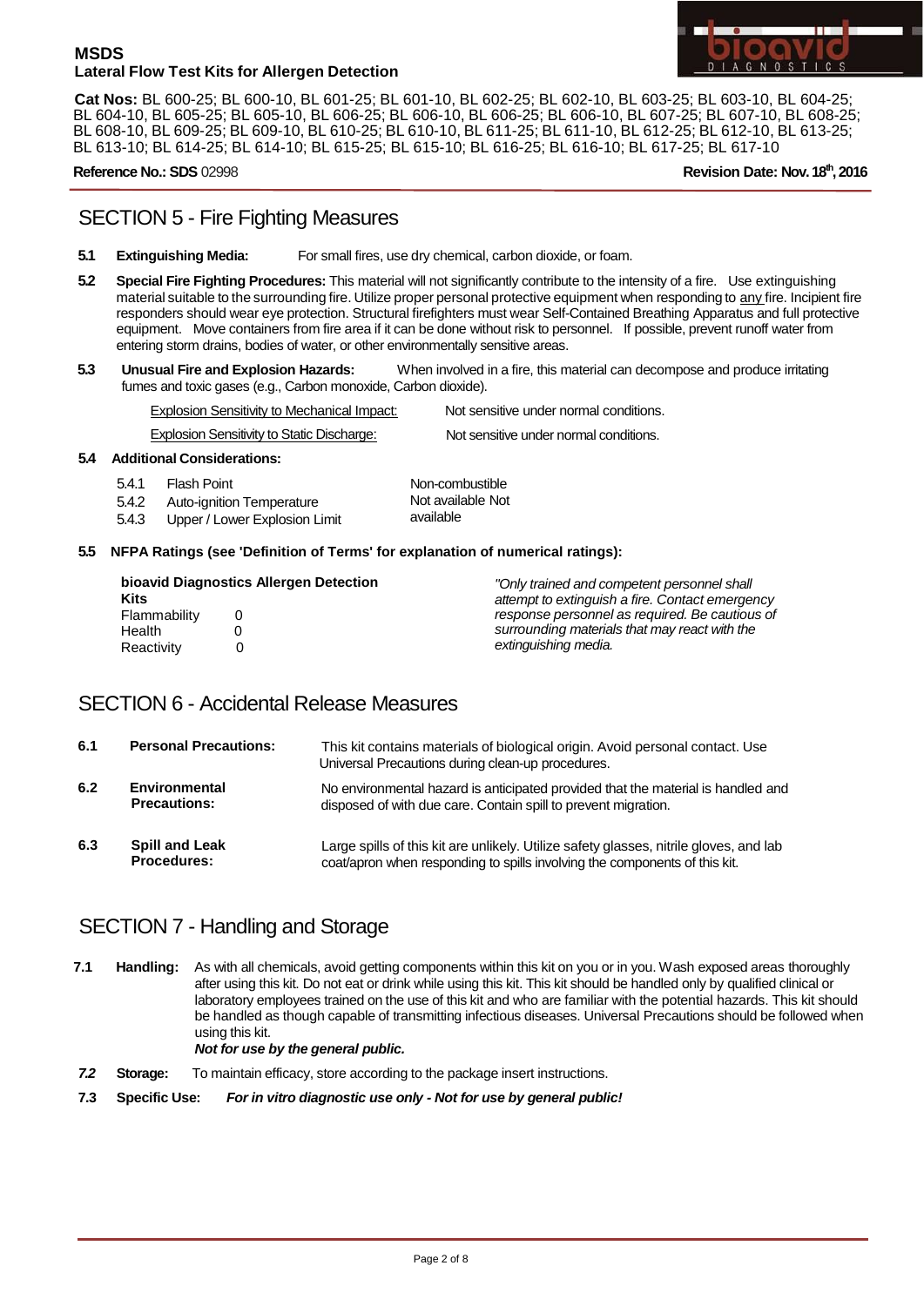**MSDS**
**Lateral Flow Test Kits for Allergen Detection**

**Cat Nos:** BL 600-25; BL 600-10, BL 601-25; BL 601-10, BL 602-25; BL 602-10, BL 603-25; BL 603-10, BL 604-25; BL 604-10, BL 605-25; BL 605-10, BL 606-25; BL 606-10, BL 606-25; BL 606-10, BL 607-25; BL 607-10, BL 608-25; BL 608-10, BL 609-25; BL 609-10, BL 610-25; BL 610-10, BL 611-25; BL 611-10, BL 612-25; BL 612-10, BL 613-25; BL 613-10; BL 614-25; BL 614-10; BL 615-25; BL 615-10; BL 616-25; BL 616-10; BL 617-25; BL 617-10

**Reference No.: SDS** 02998 **Revision Date: Nov. 18th, 2016**

# SECTION 5 - Fire Fighting Measures

**5.1 Extinguishing Media:** For small fires, use dry chemical, carbon dioxide, or foam.

**5.2 Special Fire Fighting Procedures:** This material will not significantly contribute to the intensity of a fire. Use extinguishing material suitable to the surrounding fire. Utilize proper personal protective equipment when responding to any fire. Incipient fire responders should wear eye protection. Structural firefighters must wear Self-Contained Breathing Apparatus and full protective equipment. Move containers from fire area if it can be done without risk to personnel. If possible, prevent runoff water from entering storm drains, bodies of water, or other environmentally sensitive areas.

**5.3 Unusual Fire and Explosion Hazards:** When involved in a fire, this material can decompose and produce irritating fumes and toxic gases (e.g., Carbon monoxide, Carbon dioxide).

| | |
|---|---|
| Explosion Sensitivity to Mechanical Impact: | Not sensitive under normal conditions. |
| Explosion Sensitivity to Static Discharge: | Not sensitive under normal conditions. |

**5.4 Additional Considerations:**

| | | |
|---|---|---|
| 5.4.1 | Flash Point | Non-combustible |
| 5.4.2 | Auto-ignition Temperature | Not available |
| 5.4.3 | Upper / Lower Explosion Limit | Not available |

**5.5 NFPA Ratings (see 'Definition of Terms' for explanation of numerical ratings):**

**bioavid Diagnostics Allergen Detection Kits**

| | |
|---|---|
| Flammability | 0 |
| Health | 0 |
| Reactivity | 0 |

*"Only trained and competent personnel shall attempt to extinguish a fire. Contact emergency response personnel as required. Be cautious of surrounding materials that may react with the extinguishing media.*

# SECTION 6 - Accidental Release Measures

**6.1 Personal Precautions:** This kit contains materials of biological origin. Avoid personal contact. Use Universal Precautions during clean-up procedures.

**6.2 Environmental Precautions:** No environmental hazard is anticipated provided that the material is handled and disposed of with due care. Contain spill to prevent migration.

**6.3 Spill and Leak Procedures:** Large spills of this kit are unlikely. Utilize safety glasses, nitrile gloves, and lab coat/apron when responding to spills involving the components of this kit.

# SECTION 7 - Handling and Storage

**7.1 Handling:** As with all chemicals, avoid getting components within this kit on you or in you. Wash exposed areas thoroughly after using this kit. Do not eat or drink while using this kit. This kit should be handled only by qualified clinical or laboratory employees trained on the use of this kit and who are familiar with the potential hazards. This kit should be handled as though capable of transmitting infectious diseases. Universal Precautions should be followed when using this kit.
***Not for use by the general public.***

**7.2 Storage:** To maintain efficacy, store according to the package insert instructions.

**7.3 Specific Use:** ***For in vitro diagnostic use only - Not for use by general public!***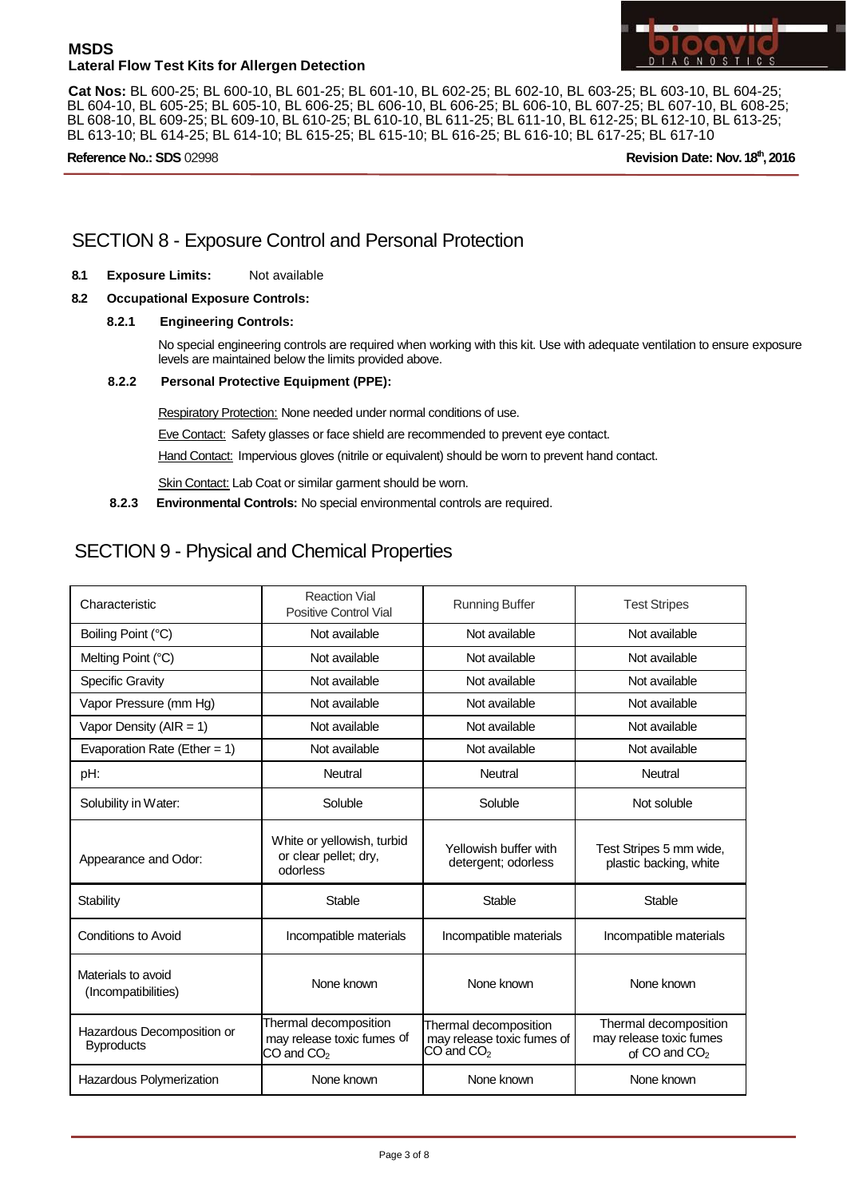# SECTION 8 - Exposure Control and Personal Protection

**8.1 Exposure Limits:** Not available

**8.2 Occupational Exposure Controls:**

**8.2.1 Engineering Controls:**

No special engineering controls are required when working with this kit. Use with adequate ventilation to ensure exposure levels are maintained below the limits provided above.

**8.2.2 Personal Protective Equipment (PPE):**

Respiratory Protection: None needed under normal conditions of use.

Eve Contact: Safety glasses or face shield are recommended to prevent eye contact.

Hand Contact: Impervious gloves (nitrile or equivalent) should be worn to prevent hand contact.

Skin Contact: Lab Coat or similar garment should be worn.

**8.2.3 Environmental Controls:** No special environmental controls are required.

# SECTION 9 - Physical and Chemical Properties

| Characteristic | Reaction Vial Positive Control Vial | Running Buffer | Test Stripes |
|---|---|---|---|
| Boiling Point (°C) | Not available | Not available | Not available |
| Melting Point (°C) | Not available | Not available | Not available |
| Specific Gravity | Not available | Not available | Not available |
| Vapor Pressure (mm Hg) | Not available | Not available | Not available |
| Vapor Density (AIR = 1) | Not available | Not available | Not available |
| Evaporation Rate (Ether = 1) | Not available | Not available | Not available |
| pH: | Neutral | Neutral | Neutral |
| Solubility in Water: | Soluble | Soluble | Not soluble |
| Appearance and Odor: | White or yellowish, turbid or clear pellet; dry, odorless | Yellowish buffer with detergent; odorless | Test Stripes 5 mm wide, plastic backing, white |
| Stability | Stable | Stable | Stable |
| Conditions to Avoid | Incompatible materials | Incompatible materials | Incompatible materials |
| Materials to avoid (Incompatibilities) | None known | None known | None known |
| Hazardous Decomposition or Byproducts | Thermal decomposition may release toxic fumes of CO and $CO_2$ | Thermal decomposition may release toxic fumes of CO and $CO_2$ | Thermal decomposition may release toxic fumes of CO and $CO_2$ |
| Hazardous Polymerization | None known | None known | None known |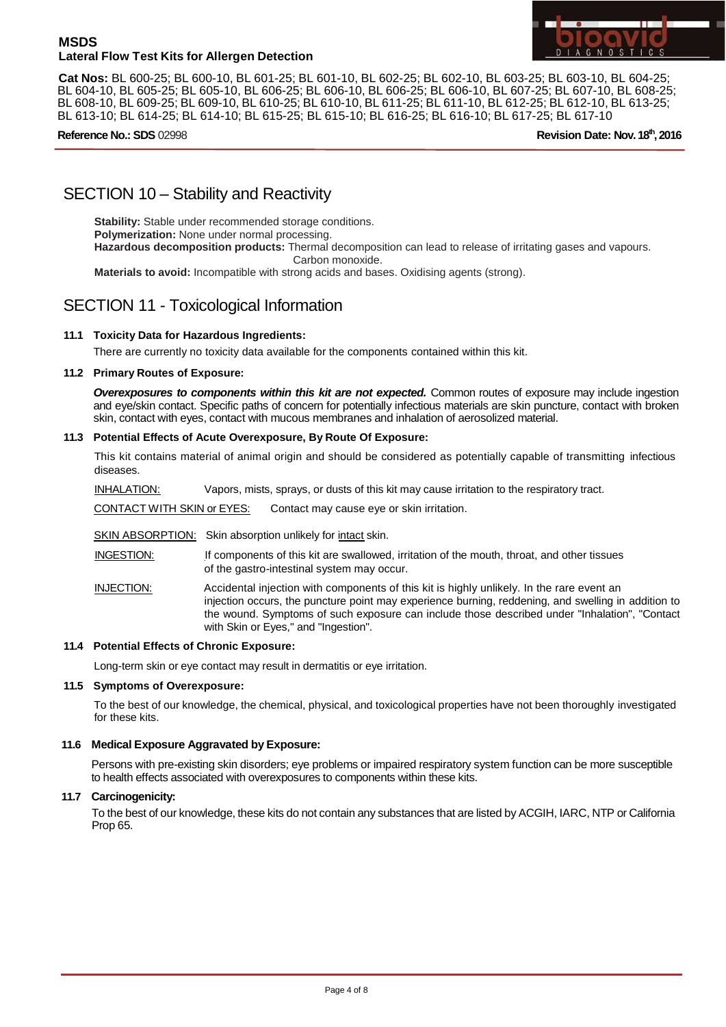## SECTION 10 – Stability and Reactivity

**Stability:** Stable under recommended storage conditions.
**Polymerization:** None under normal processing.
**Hazardous decomposition products:** Thermal decomposition can lead to release of irritating gases and vapours. Carbon monoxide.
**Materials to avoid:** Incompatible with strong acids and bases. Oxidising agents (strong).

## SECTION 11 - Toxicological Information

### 11.1 Toxicity Data for Hazardous Ingredients:

There are currently no toxicity data available for the components contained within this kit.

### 11.2 Primary Routes of Exposure:

***Overexposures to components within this kit are not expected.*** Common routes of exposure may include ingestion and eye/skin contact. Specific paths of concern for potentially infectious materials are skin puncture, contact with broken skin, contact with eyes, contact with mucous membranes and inhalation of aerosolized material.

### 11.3 Potential Effects of Acute Overexposure, By Route Of Exposure:

This kit contains material of animal origin and should be considered as potentially capable of transmitting infectious diseases.

INHALATION: Vapors, mists, sprays, or dusts of this kit may cause irritation to the respiratory tract.

CONTACT WITH SKIN or EYES: Contact may cause eye or skin irritation.

SKIN ABSORPTION: Skin absorption unlikely for intact skin.

INGESTION: If components of this kit are swallowed, irritation of the mouth, throat, and other tissues of the gastro-intestinal system may occur.

INJECTION: Accidental injection with components of this kit is highly unlikely. In the rare event an injection occurs, the puncture point may experience burning, reddening, and swelling in addition to the wound. Symptoms of such exposure can include those described under "Inhalation", "Contact with Skin or Eyes," and "Ingestion".

### 11.4 Potential Effects of Chronic Exposure:

Long-term skin or eye contact may result in dermatitis or eye irritation.

### 11.5 Symptoms of Overexposure:

To the best of our knowledge, the chemical, physical, and toxicological properties have not been thoroughly investigated for these kits.

### 11.6 Medical Exposure Aggravated by Exposure:

Persons with pre-existing skin disorders; eye problems or impaired respiratory system function can be more susceptible to health effects associated with overexposures to components within these kits.

### 11.7 Carcinogenicity:

To the best of our knowledge, these kits do not contain any substances that are listed by ACGIH, IARC, NTP or California Prop 65.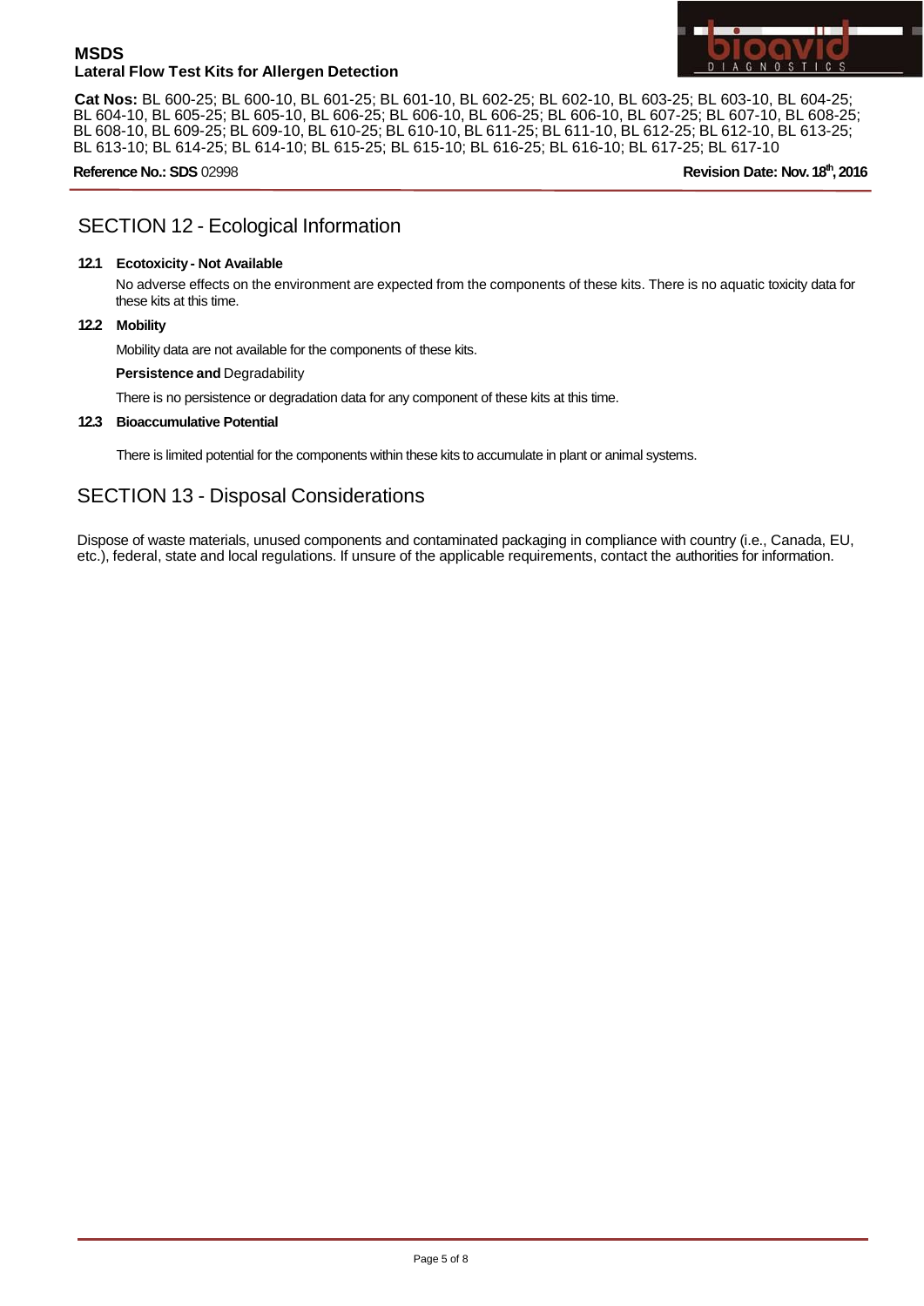## SECTION 12 - Ecological Information

### 12.1 Ecotoxicity - Not Available

No adverse effects on the environment are expected from the components of these kits. There is no aquatic toxicity data for these kits at this time.

### 12.2 Mobility

Mobility data are not available for the components of these kits.

**Persistence and** Degradability

There is no persistence or degradation data for any component of these kits at this time.

### 12.3 Bioaccumulative Potential

There is limited potential for the components within these kits to accumulate in plant or animal systems.

## SECTION 13 - Disposal Considerations

Dispose of waste materials, unused components and contaminated packaging in compliance with country (i.e., Canada, EU, etc.), federal, state and local regulations. If unsure of the applicable requirements, contact the authorities for information.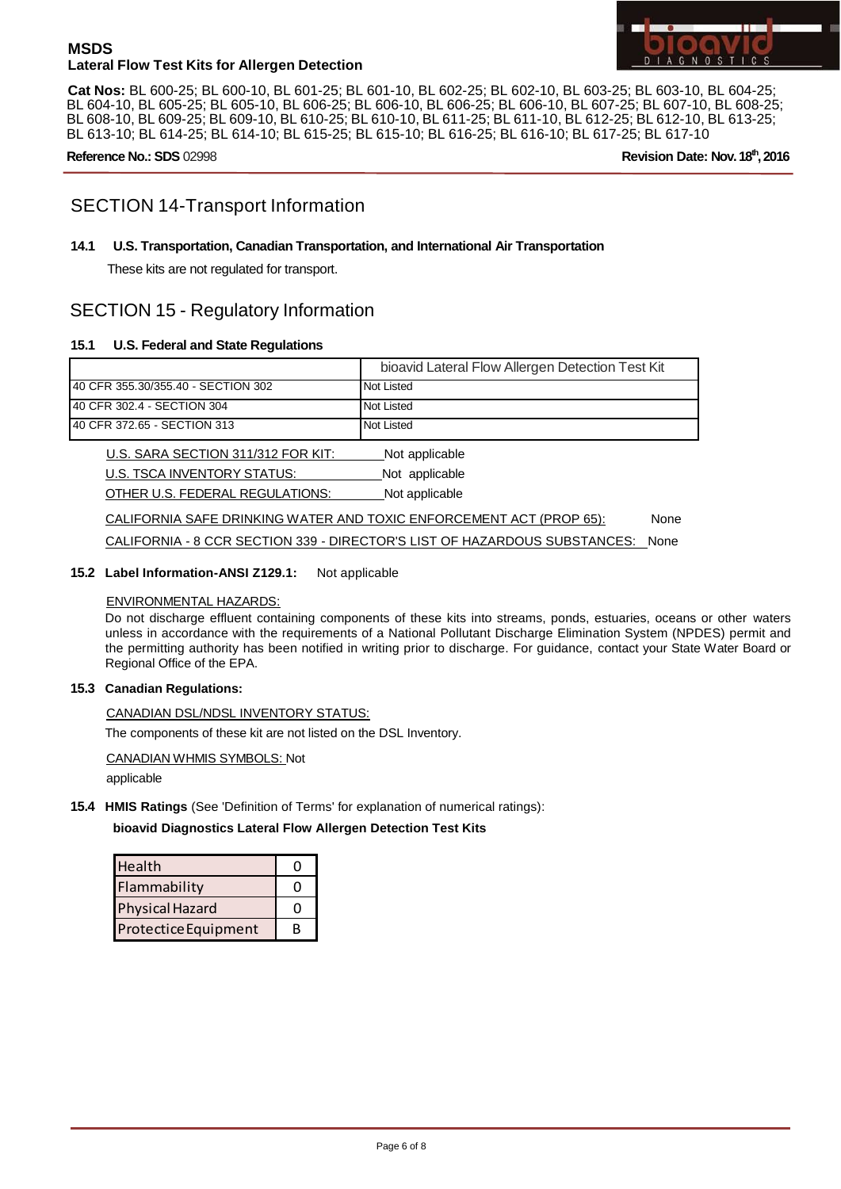## SECTION 14-Transport Information

### 14.1 U.S. Transportation, Canadian Transportation, and International Air Transportation

These kits are not regulated for transport.

## SECTION 15 - Regulatory Information

### 15.1 U.S. Federal and State Regulations

| | bioavid Lateral Flow Allergen Detection Test Kit |
|---|---|
| 40 CFR 355.30/355.40 - SECTION 302 | Not Listed |
| 40 CFR 302.4 - SECTION 304 | Not Listed |
| 40 CFR 372.65 - SECTION 313 | Not Listed |

U.S. SARA SECTION 311/312 FOR KIT: Not applicable

U.S. TSCA INVENTORY STATUS: Not applicable

OTHER U.S. FEDERAL REGULATIONS: Not applicable

CALIFORNIA SAFE DRINKING WATER AND TOXIC ENFORCEMENT ACT (PROP 65): None

CALIFORNIA - 8 CCR SECTION 339 - DIRECTOR'S LIST OF HAZARDOUS SUBSTANCES: None

### 15.2 Label Information-ANSI Z129.1: Not applicable

ENVIRONMENTAL HAZARDS:

Do not discharge effluent containing components of these kits into streams, ponds, estuaries, oceans or other waters unless in accordance with the requirements of a National Pollutant Discharge Elimination System (NPDES) permit and the permitting authority has been notified in writing prior to discharge. For guidance, contact your State Water Board or Regional Office of the EPA.

### 15.3 Canadian Regulations:

CANADIAN DSL/NDSL INVENTORY STATUS:

The components of these kit are not listed on the DSL Inventory.

CANADIAN WHMIS SYMBOLS: Not applicable

### 15.4 HMIS Ratings (See 'Definition of Terms' for explanation of numerical ratings):

**bioavid Diagnostics Lateral Flow Allergen Detection Test Kits**

| | |
|---|---|
| Health | 0 |
| Flammability | 0 |
| Physical Hazard | 0 |
| Protectice Equipment | B |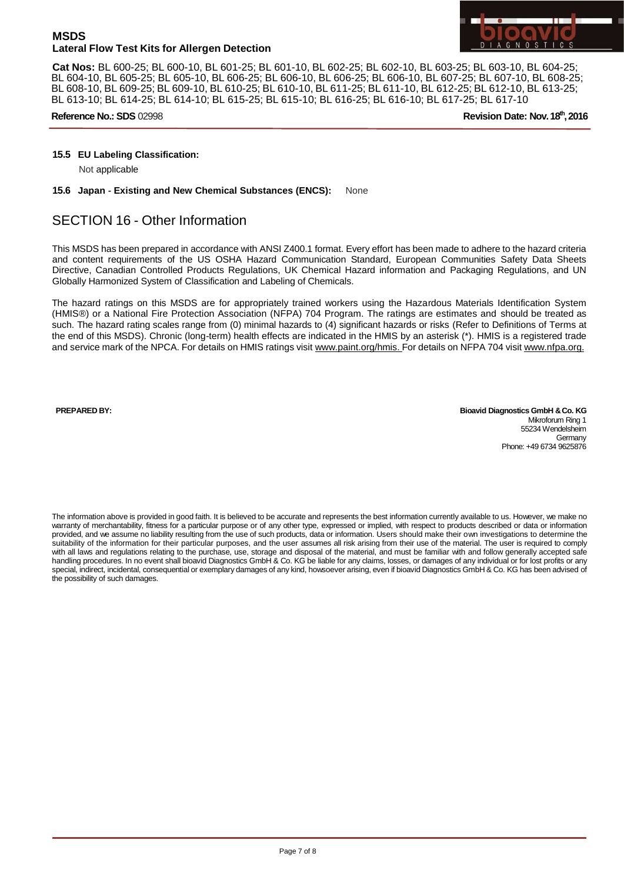**15.5 EU Labeling Classification:**

Not applicable

**15.6 Japan - Existing and New Chemical Substances (ENCS):** None

## SECTION 16 - Other Information

This MSDS has been prepared in accordance with ANSI Z400.1 format. Every effort has been made to adhere to the hazard criteria and content requirements of the US OSHA Hazard Communication Standard, European Communities Safety Data Sheets Directive, Canadian Controlled Products Regulations, UK Chemical Hazard information and Packaging Regulations, and UN Globally Harmonized System of Classification and Labeling of Chemicals.

The hazard ratings on this MSDS are for appropriately trained workers using the Hazardous Materials Identification System (HMIS®) or a National Fire Protection Association (NFPA) 704 Program. The ratings are estimates and should be treated as such. The hazard rating scales range from (0) minimal hazards to (4) significant hazards or risks (Refer to Definitions of Terms at the end of this MSDS). Chronic (long-term) health effects are indicated in the HMIS by an asterisk (*). HMIS is a registered trade and service mark of the NPCA. For details on HMIS ratings visit www.paint.org/hmis. For details on NFPA 704 visit www.nfpa.org.

**PREPARED BY:**

**Bioavid Diagnostics GmbH & Co. KG**
Mikroforum Ring 1
55234 Wendelsheim
Germany
Phone: +49 6734 9625876

The information above is provided in good faith. It is believed to be accurate and represents the best information currently available to us. However, we make no warranty of merchantability, fitness for a particular purpose or of any other type, expressed or implied, with respect to products described or data or information provided, and we assume no liability resulting from the use of such products, data or information. Users should make their own investigations to determine the suitability of the information for their particular purposes, and the user assumes all risk arising from their use of the material. The user is required to comply with all laws and regulations relating to the purchase, use, storage and disposal of the material, and must be familiar with and follow generally accepted safe handling procedures. In no event shall bioavid Diagnostics GmbH & Co. KG be liable for any claims, losses, or damages of any individual or for lost profits or any special, indirect, incidental, consequential or exemplary damages of any kind, howsoever arising, even if bioavid Diagnostics GmbH & Co. KG has been advised of the possibility of such damages.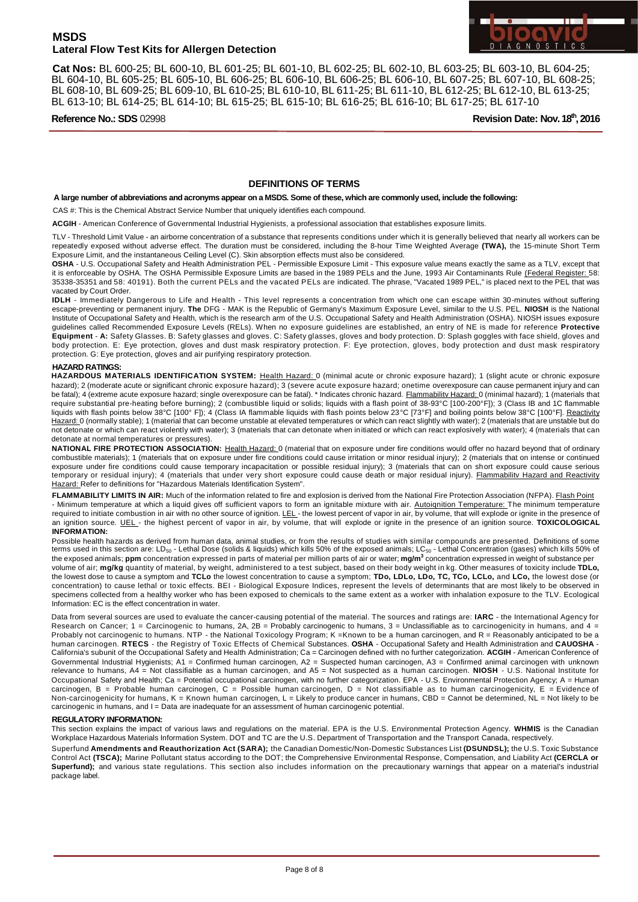## DEFINITIONS OF TERMS

**A large number of abbreviations and acronyms appear on a MSDS. Some of these, which are commonly used, include the following:**

CAS #: This is the Chemical Abstract Service Number that uniquely identifies each compound.

**ACGIH** - American Conference of Governmental Industrial Hygienists, a professional association that establishes exposure limits.

TLV - Threshold Limit Value - an airborne concentration of a substance that represents conditions under which it is generally believed that nearly all workers can be repeatedly exposed without adverse effect. The duration must be considered, including the 8-hour Time Weighted Average **(TWA),** the 15-minute Short Term Exposure Limit, and the instantaneous Ceiling Level (C). Skin absorption effects must also be considered.

**OSHA** - U.S. Occupational Safety and Health Administration PEL - Permissible Exposure Limit - This exposure value means exactly the same as a TLV, except that it is enforceable by OSHA. The OSHA Permissible Exposure Limits are based in the 1989 PELs and the June, 1993 Air Contaminants Rule (Federal Register: 58: 35338-35351 and 58: 40191). Both the current PELs and the vacated PELs are indicated. The phrase, "Vacated 1989 PEL," is placed next to the PEL that was vacated by Court Order.

**IDLH** - Immediately Dangerous to Life and Health - This level represents a concentration from which one can escape within 30-minutes without suffering escape-preventing or permanent injury. **The** DFG - MAK is the Republic of Germany's Maximum Exposure Level, similar to the U.S. PEL. **NIOSH** is the National Institute of Occupational Safety and Health, which is the research arm of the U.S. Occupational Safety and Health Administration (OSHA). NIOSH issues exposure guidelines called Recommended Exposure Levels (RELs). When no exposure guidelines are established, an entry of NE is made for reference **Protective Equipment** - **A:** Safety Glasses. B: Safety glasses and gloves. C: Safety glasses, gloves and body protection. D: Splash goggles with face shield, gloves and body protection. E: Eye protection, gloves and dust mask respiratory protection. F: Eye protection, gloves, body protection and dust mask respiratory protection. G: Eye protection, gloves and air purifying respiratory protection.

### HAZARD RATINGS:

**HAZARDOUS MATERIALS IDENTIFICATION SYSTEM:** Health Hazard: 0 (minimal acute or chronic exposure hazard); 1 (slight acute or chronic exposure hazard); 2 (moderate acute or significant chronic exposure hazard); 3 (severe acute exposure hazard; onetime overexposure can cause permanent injury and can be fatal); 4 (extreme acute exposure hazard; single overexposure can be fatal). * Indicates chronic hazard. Flammability Hazard: 0 (minimal hazard); 1 (materials that require substantial pre-heating before burning); 2 (combustible liquid or solids; liquids with a flash point of 38-93°C [100-200°F]); 3 (Class IB and 1C flammable liquids with flash points below 38°C [100° F]); 4 (Class IA flammable liquids with flash points below 23°C [73°F] and boiling points below 38°C [100°F]. Reactivity Hazard: 0 (normally stable); 1 (material that can become unstable at elevated temperatures or which can react slightly with water); 2 (materials that are unstable but do not detonate or which can react violently with water); 3 (materials that can detonate when initiated or which can react explosively with water); 4 (materials that can detonate at normal temperatures or pressures).

**NATIONAL FIRE PROTECTION ASSOCIATION:** Health Hazard: 0 (material that on exposure under fire conditions would offer no hazard beyond that of ordinary combustible materials); 1 (materials that on exposure under fire conditions could cause irritation or minor residual injury); 2 (materials that on intense or continued exposure under fire conditions could cause temporary incapacitation or possible residual injury); 3 (materials that can on short exposure could cause serious temporary or residual injury); 4 (materials that under very short exposure could cause death or major residual injury). Flammability Hazard and Reactivity Hazard: Refer to definitions for "Hazardous Materials Identification System".

**FLAMMABILITY LIMITS IN AIR:** Much of the information related to fire and explosion is derived from the National Fire Protection Association (NFPA). Flash Point - Minimum temperature at which a liquid gives off sufficient vapors to form an ignitable mixture with air. Autoignition Temperature: The minimum temperature required to initiate combustion in air with no other source of ignition. LEL - the lowest percent of vapor in air, by volume, that will explode or ignite in the presence of an ignition source. UEL - the highest percent of vapor in air, by volume, that will explode or ignite in the presence of an ignition source. **TOXICOLOGICAL INFORMATION:**

Possible health hazards as derived from human data, animal studies, or from the results of studies with similar compounds are presented. Definitions of some terms used in this section are: $LD_{50}$ - Lethal Dose (solids & liquids) which kills 50% of the exposed animals; $LC_{50}$ - Lethal Concentration (gases) which kills 50% of the exposed animals; **ppm** concentration expressed in parts of material per million parts of air or water; **$mg/m^3$** concentration expressed in weight of substance per volume of air; **mg/kg** quantity of material, by weight, administered to a test subject, based on their body weight in kg. Other measures of toxicity include **TDLo,** the lowest dose to cause a symptom and **TCLo** the lowest concentration to cause a symptom; **TDo, LDLo, LDo, TC, TCo, LCLo,** and **LCo,** the lowest dose (or concentration) to cause lethal or toxic effects. BEI - Biological Exposure Indices, represent the levels of determinants that are most likely to be observed in specimens collected from a healthy worker who has been exposed to chemicals to the same extent as a worker with inhalation exposure to the TLV. Ecological Information: EC is the effect concentration in water.

Data from several sources are used to evaluate the cancer-causing potential of the material. The sources and ratings are: **IARC** - the International Agency for Research on Cancer; 1 = Carcinogenic to humans, 2A, 2B = Probably carcinogenic to humans, 3 = Unclassifiable as to carcinogenicity in humans, and 4 = Probably not carcinogenic to humans. NTP - the National Toxicology Program; K =Known to be a human carcinogen, and R = Reasonably anticipated to be a human carcinogen. **RTECS** - the Registry of Toxic Effects of Chemical Substances. **OSHA** - Occupational Safety and Health Administration and **CAUOSHA** - California's subunit of the Occupational Safety and Health Administration; Ca = Carcinogen defined with no further categorization. **ACGIH** - American Conference of Governmental Industrial Hygienists; A1 = Confirmed human carcinogen, A2 = Suspected human carcinogen, A3 = Confirmed animal carcinogen with unknown relevance to humans, A4 = Not classifiable as a human carcinogen, and A5 = Not suspected as a human carcinogen. **NIOSH** - U.S. National Institute for Occupational Safety and Health; Ca = Potential occupational carcinogen, with no further categorization. EPA - U.S. Environmental Protection Agency; A = Human carcinogen, B = Probable human carcinogen, C = Possible human carcinogen, D = Not classifiable as to human carcinogenicity, E = Evidence of Non-carcinogenicity for humans, K = Known human carcinogen, L = Likely to produce cancer in humans, CBD = Cannot be determined, NL = Not likely to be carcinogenic in humans, and I = Data are inadequate for an assessment of human carcinogenic potential.

### REGULATORY INFORMATION:

This section explains the impact of various laws and regulations on the material. EPA is the U.S. Environmental Protection Agency. **WHMIS** is the Canadian Workplace Hazardous Materials Information System. DOT and TC are the U.S. Department of Transportation and the Transport Canada, respectively.

Superfund **Amendments and Reauthorization Act (SARA);** the Canadian Domestic/Non-Domestic Substances List **(DSUNDSL);** the U.S. Toxic Substance Control Act **(TSCA);** Marine Pollutant status according to the DOT; the Comprehensive Environmental Response, Compensation, and Liability Act **(CERCLA or Superfund);** and various state regulations. This section also includes information on the precautionary warnings that appear on a material's industrial package label.